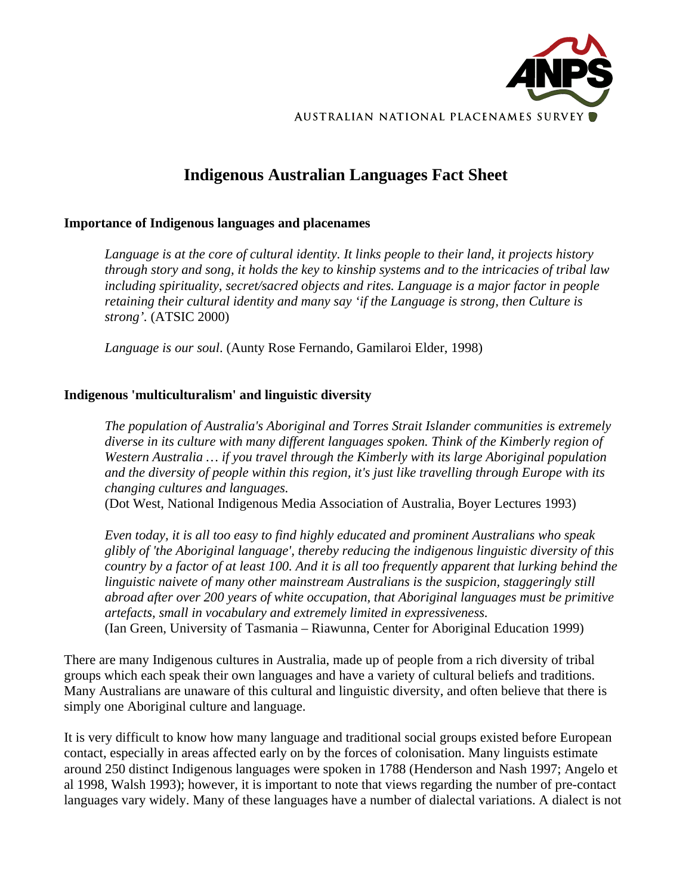AUSTRALIAN NATIONAL PLACENAMES SURVEY

# Indigenous Australian Languages Fact Sheet

## Importance of Indigenous languages and placenames

> *Language is at the core of cultural identity. It links people to their land, it projects history through story and song, it holds the key to kinship systems and to the intricacies of tribal law including spirituality, secret/sacred objects and rites. Language is a major factor in people retaining their cultural identity and many say 'if the Language is strong, then Culture is strong'.* (ATSIC 2000)
>
> *Language is our soul*. (Aunty Rose Fernando, Gamilaroi Elder, 1998)

## Indigenous 'multiculturalism' and linguistic diversity

> *The population of Australia's Aboriginal and Torres Strait Islander communities is extremely diverse in its culture with many different languages spoken. Think of the Kimberly region of Western Australia … if you travel through the Kimberly with its large Aboriginal population and the diversity of people within this region, it's just like travelling through Europe with its changing cultures and languages.*
> (Dot West, National Indigenous Media Association of Australia, Boyer Lectures 1993)
>
> *Even today, it is all too easy to find highly educated and prominent Australians who speak glibly of 'the Aboriginal language', thereby reducing the indigenous linguistic diversity of this country by a factor of at least 100. And it is all too frequently apparent that lurking behind the linguistic naivete of many other mainstream Australians is the suspicion, staggeringly still abroad after over 200 years of white occupation, that Aboriginal languages must be primitive artefacts, small in vocabulary and extremely limited in expressiveness.*
> (Ian Green, University of Tasmania – Riawunna, Center for Aboriginal Education 1999)

There are many Indigenous cultures in Australia, made up of people from a rich diversity of tribal groups which each speak their own languages and have a variety of cultural beliefs and traditions. Many Australians are unaware of this cultural and linguistic diversity, and often believe that there is simply one Aboriginal culture and language.

It is very difficult to know how many language and traditional social groups existed before European contact, especially in areas affected early on by the forces of colonisation. Many linguists estimate around 250 distinct Indigenous languages were spoken in 1788 (Henderson and Nash 1997; Angelo et al 1998, Walsh 1993); however, it is important to note that views regarding the number of pre-contact languages vary widely. Many of these languages have a number of dialectal variations. A dialect is not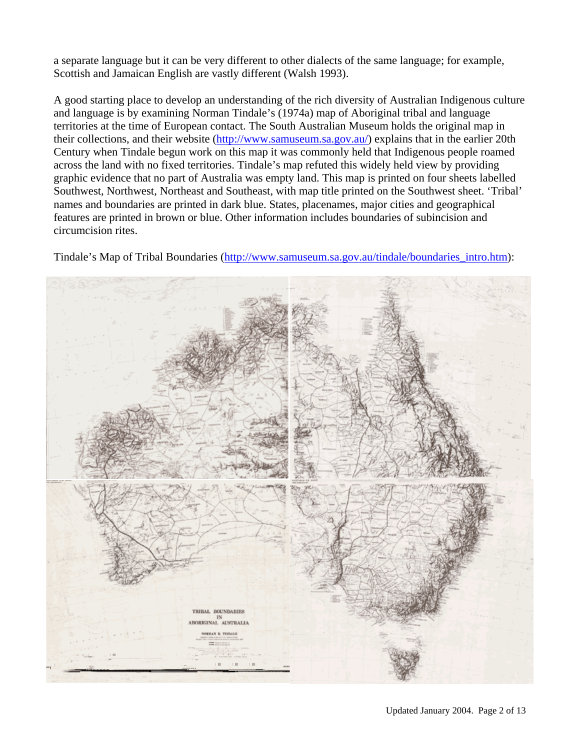a separate language but it can be very different to other dialects of the same language; for example, Scottish and Jamaican English are vastly different (Walsh 1993).

A good starting place to develop an understanding of the rich diversity of Australian Indigenous culture and language is by examining Norman Tindale's (1974a) map of Aboriginal tribal and language territories at the time of European contact. The South Australian Museum holds the original map in their collections, and their website (http://www.samuseum.sa.gov.au/) explains that in the earlier 20th Century when Tindale begun work on this map it was commonly held that Indigenous people roamed across the land with no fixed territories. Tindale's map refuted this widely held view by providing graphic evidence that no part of Australia was empty land. This map is printed on four sheets labelled Southwest, Northwest, Northeast and Southeast, with map title printed on the Southwest sheet. 'Tribal' names and boundaries are printed in dark blue. States, placenames, major cities and geographical features are printed in brown or blue. Other information includes boundaries of subincision and circumcision rites.

Tindale's Map of Tribal Boundaries (http://www.samuseum.sa.gov.au/tindale/boundaries_intro.htm):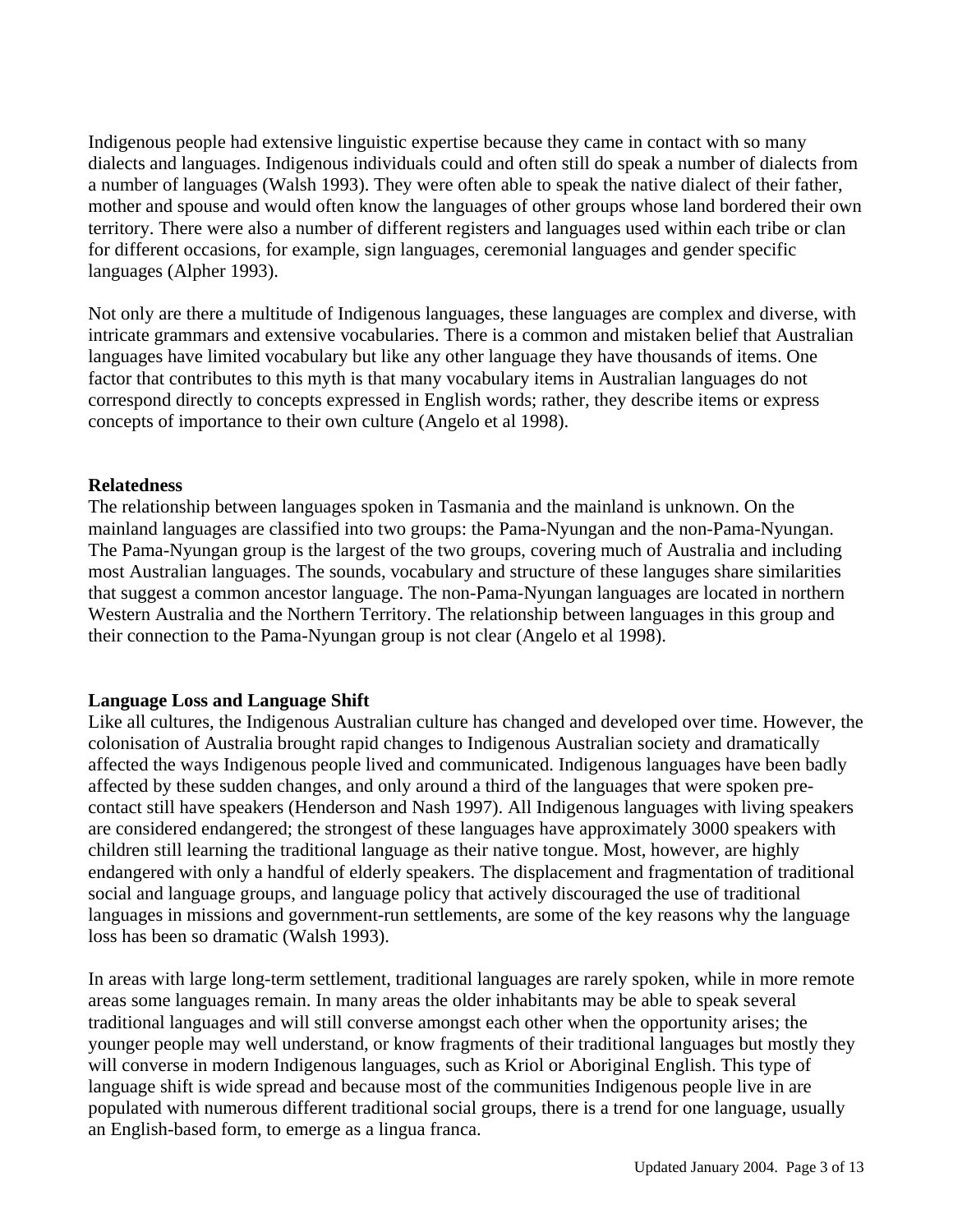Indigenous people had extensive linguistic expertise because they came in contact with so many dialects and languages. Indigenous individuals could and often still do speak a number of dialects from a number of languages (Walsh 1993). They were often able to speak the native dialect of their father, mother and spouse and would often know the languages of other groups whose land bordered their own territory. There were also a number of different registers and languages used within each tribe or clan for different occasions, for example, sign languages, ceremonial languages and gender specific languages (Alpher 1993).

Not only are there a multitude of Indigenous languages, these languages are complex and diverse, with intricate grammars and extensive vocabularies. There is a common and mistaken belief that Australian languages have limited vocabulary but like any other language they have thousands of items. One factor that contributes to this myth is that many vocabulary items in Australian languages do not correspond directly to concepts expressed in English words; rather, they describe items or express concepts of importance to their own culture (Angelo et al 1998).

**Relatedness**

The relationship between languages spoken in Tasmania and the mainland is unknown. On the mainland languages are classified into two groups: the Pama-Nyungan and the non-Pama-Nyungan. The Pama-Nyungan group is the largest of the two groups, covering much of Australia and including most Australian languages. The sounds, vocabulary and structure of these languges share similarities that suggest a common ancestor language. The non-Pama-Nyungan languages are located in northern Western Australia and the Northern Territory. The relationship between languages in this group and their connection to the Pama-Nyungan group is not clear (Angelo et al 1998).

**Language Loss and Language Shift**

Like all cultures, the Indigenous Australian culture has changed and developed over time. However, the colonisation of Australia brought rapid changes to Indigenous Australian society and dramatically affected the ways Indigenous people lived and communicated. Indigenous languages have been badly affected by these sudden changes, and only around a third of the languages that were spoken pre-contact still have speakers (Henderson and Nash 1997). All Indigenous languages with living speakers are considered endangered; the strongest of these languages have approximately 3000 speakers with children still learning the traditional language as their native tongue. Most, however, are highly endangered with only a handful of elderly speakers. The displacement and fragmentation of traditional social and language groups, and language policy that actively discouraged the use of traditional languages in missions and government-run settlements, are some of the key reasons why the language loss has been so dramatic (Walsh 1993).

In areas with large long-term settlement, traditional languages are rarely spoken, while in more remote areas some languages remain. In many areas the older inhabitants may be able to speak several traditional languages and will still converse amongst each other when the opportunity arises; the younger people may well understand, or know fragments of their traditional languages but mostly they will converse in modern Indigenous languages, such as Kriol or Aboriginal English. This type of language shift is wide spread and because most of the communities Indigenous people live in are populated with numerous different traditional social groups, there is a trend for one language, usually an English-based form, to emerge as a lingua franca.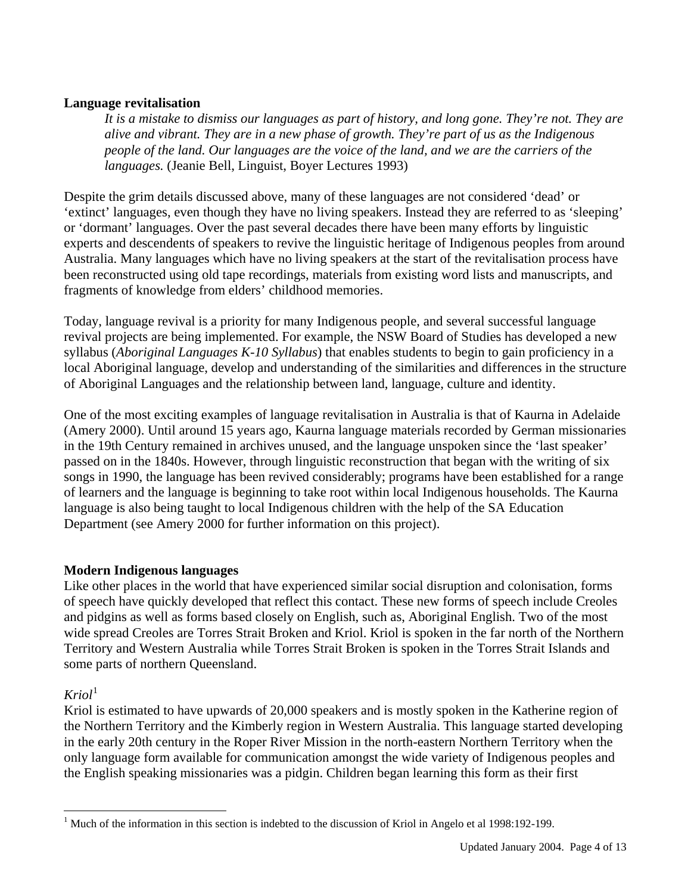**Language revitalisation**

> *It is a mistake to dismiss our languages as part of history, and long gone. They're not. They are alive and vibrant. They are in a new phase of growth. They're part of us as the Indigenous people of the land. Our languages are the voice of the land, and we are the carriers of the languages.* (Jeanie Bell, Linguist, Boyer Lectures 1993)

Despite the grim details discussed above, many of these languages are not considered 'dead' or 'extinct' languages, even though they have no living speakers. Instead they are referred to as 'sleeping' or 'dormant' languages. Over the past several decades there have been many efforts by linguistic experts and descendents of speakers to revive the linguistic heritage of Indigenous peoples from around Australia. Many languages which have no living speakers at the start of the revitalisation process have been reconstructed using old tape recordings, materials from existing word lists and manuscripts, and fragments of knowledge from elders' childhood memories.

Today, language revival is a priority for many Indigenous people, and several successful language revival projects are being implemented. For example, the NSW Board of Studies has developed a new syllabus (*Aboriginal Languages K-10 Syllabus*) that enables students to begin to gain proficiency in a local Aboriginal language, develop and understanding of the similarities and differences in the structure of Aboriginal Languages and the relationship between land, language, culture and identity.

One of the most exciting examples of language revitalisation in Australia is that of Kaurna in Adelaide (Amery 2000). Until around 15 years ago, Kaurna language materials recorded by German missionaries in the 19th Century remained in archives unused, and the language unspoken since the 'last speaker' passed on in the 1840s. However, through linguistic reconstruction that began with the writing of six songs in 1990, the language has been revived considerably; programs have been established for a range of learners and the language is beginning to take root within local Indigenous households. The Kaurna language is also being taught to local Indigenous children with the help of the SA Education Department (see Amery 2000 for further information on this project).

**Modern Indigenous languages**

Like other places in the world that have experienced similar social disruption and colonisation, forms of speech have quickly developed that reflect this contact. These new forms of speech include Creoles and pidgins as well as forms based closely on English, such as, Aboriginal English. Two of the most wide spread Creoles are Torres Strait Broken and Kriol. Kriol is spoken in the far north of the Northern Territory and Western Australia while Torres Strait Broken is spoken in the Torres Strait Islands and some parts of northern Queensland.

*Kriol*[1]

Kriol is estimated to have upwards of 20,000 speakers and is mostly spoken in the Katherine region of the Northern Territory and the Kimberly region in Western Australia. This language started developing in the early 20th century in the Roper River Mission in the north-eastern Northern Territory when the only language form available for communication amongst the wide variety of Indigenous peoples and the English speaking missionaries was a pidgin. Children began learning this form as their first

[1] Much of the information in this section is indebted to the discussion of Kriol in Angelo et al 1998:192-199.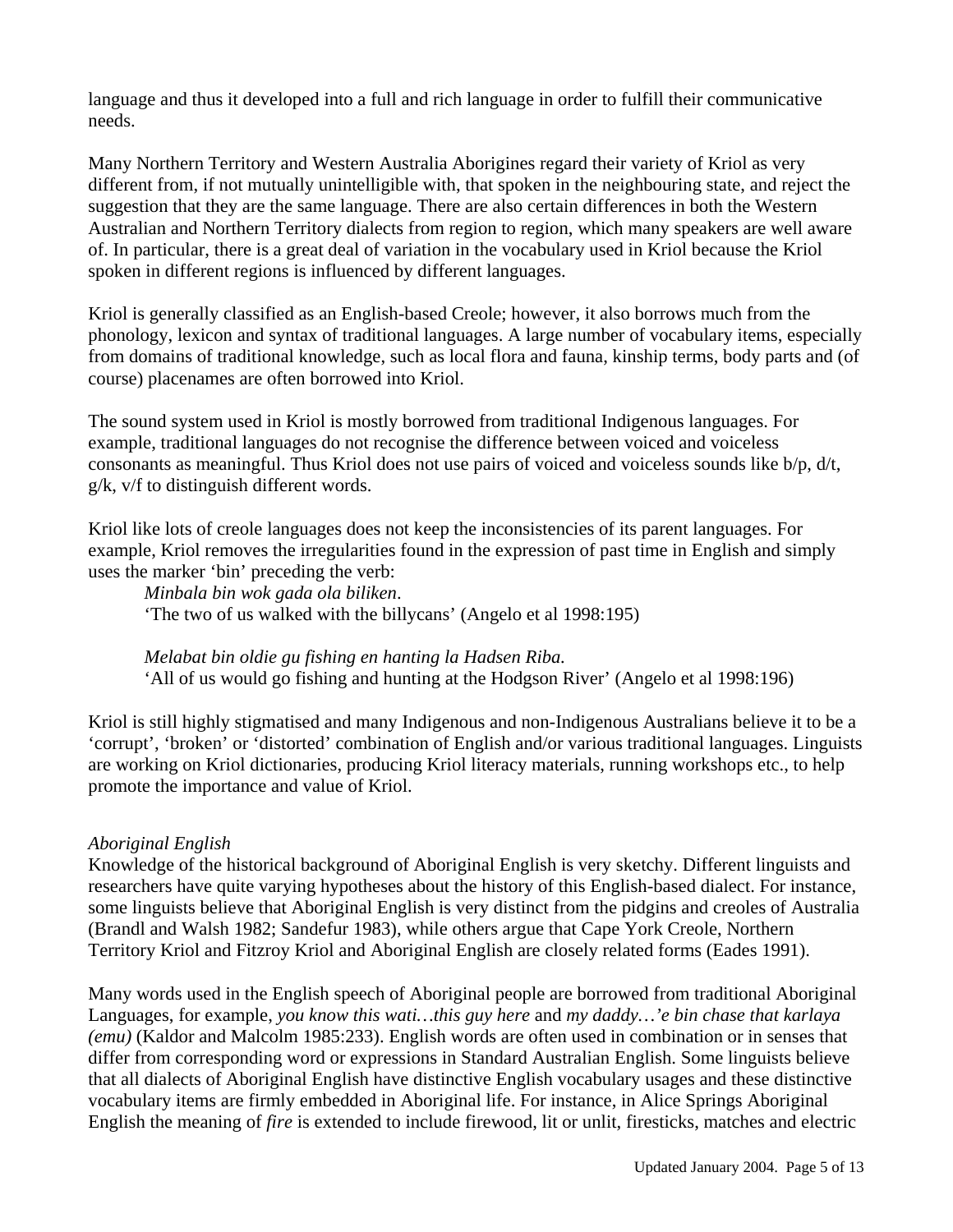language and thus it developed into a full and rich language in order to fulfill their communicative needs.

Many Northern Territory and Western Australia Aborigines regard their variety of Kriol as very different from, if not mutually unintelligible with, that spoken in the neighbouring state, and reject the suggestion that they are the same language. There are also certain differences in both the Western Australian and Northern Territory dialects from region to region, which many speakers are well aware of. In particular, there is a great deal of variation in the vocabulary used in Kriol because the Kriol spoken in different regions is influenced by different languages.

Kriol is generally classified as an English-based Creole; however, it also borrows much from the phonology, lexicon and syntax of traditional languages. A large number of vocabulary items, especially from domains of traditional knowledge, such as local flora and fauna, kinship terms, body parts and (of course) placenames are often borrowed into Kriol.

The sound system used in Kriol is mostly borrowed from traditional Indigenous languages. For example, traditional languages do not recognise the difference between voiced and voiceless consonants as meaningful. Thus Kriol does not use pairs of voiced and voiceless sounds like b/p, d/t, g/k, v/f to distinguish different words.

Kriol like lots of creole languages does not keep the inconsistencies of its parent languages. For example, Kriol removes the irregularities found in the expression of past time in English and simply uses the marker 'bin' preceding the verb:

> *Minbala bin wok gada ola biliken*.
> 'The two of us walked with the billycans' (Angelo et al 1998:195)
>
> *Melabat bin oldie gu fishing en hanting la Hadsen Riba.*
> 'All of us would go fishing and hunting at the Hodgson River' (Angelo et al 1998:196)

Kriol is still highly stigmatised and many Indigenous and non-Indigenous Australians believe it to be a 'corrupt', 'broken' or 'distorted' combination of English and/or various traditional languages. Linguists are working on Kriol dictionaries, producing Kriol literacy materials, running workshops etc., to help promote the importance and value of Kriol.

*Aboriginal English*

Knowledge of the historical background of Aboriginal English is very sketchy. Different linguists and researchers have quite varying hypotheses about the history of this English-based dialect. For instance, some linguists believe that Aboriginal English is very distinct from the pidgins and creoles of Australia (Brandl and Walsh 1982; Sandefur 1983), while others argue that Cape York Creole, Northern Territory Kriol and Fitzroy Kriol and Aboriginal English are closely related forms (Eades 1991).

Many words used in the English speech of Aboriginal people are borrowed from traditional Aboriginal Languages, for example, *you know this wati…this guy here* and *my daddy…'e bin chase that karlaya (emu)* (Kaldor and Malcolm 1985:233). English words are often used in combination or in senses that differ from corresponding word or expressions in Standard Australian English. Some linguists believe that all dialects of Aboriginal English have distinctive English vocabulary usages and these distinctive vocabulary items are firmly embedded in Aboriginal life. For instance, in Alice Springs Aboriginal English the meaning of *fire* is extended to include firewood, lit or unlit, firesticks, matches and electric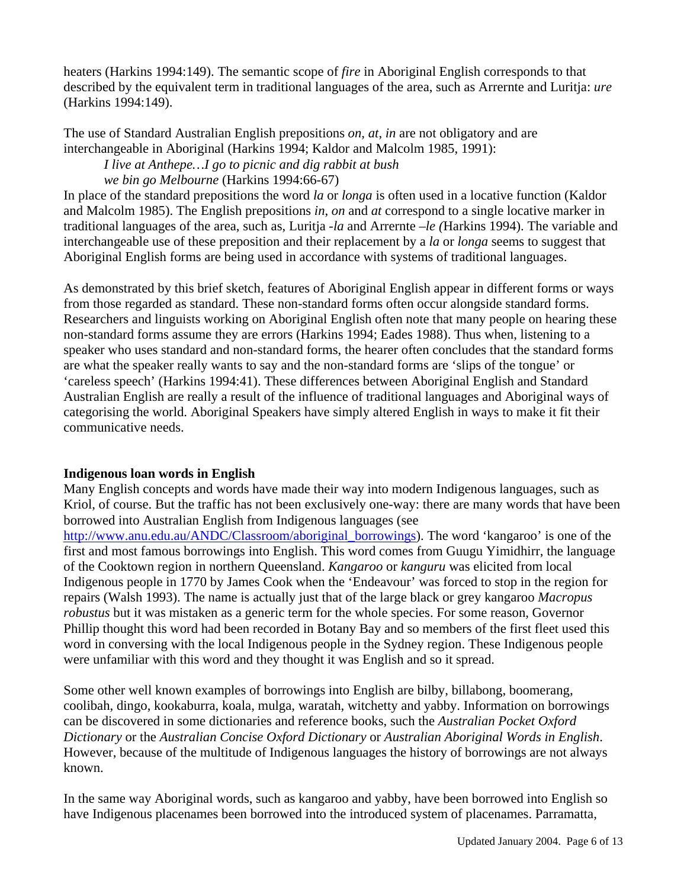heaters (Harkins 1994:149). The semantic scope of *fire* in Aboriginal English corresponds to that described by the equivalent term in traditional languages of the area, such as Arrernte and Luritja: *ure* (Harkins 1994:149).

The use of Standard Australian English prepositions *on*, *at*, *in* are not obligatory and are interchangeable in Aboriginal (Harkins 1994; Kaldor and Malcolm 1985, 1991):

> *I live at Anthepe…I go to picnic and dig rabbit at bush*
> *we bin go Melbourne* (Harkins 1994:66-67)

In place of the standard prepositions the word *la* or *longa* is often used in a locative function (Kaldor and Malcolm 1985). The English prepositions *in*, *on* and *at* correspond to a single locative marker in traditional languages of the area, such as, Luritja *-la* and Arrernte *–le (*Harkins 1994). The variable and interchangeable use of these preposition and their replacement by a *la* or *longa* seems to suggest that Aboriginal English forms are being used in accordance with systems of traditional languages.

As demonstrated by this brief sketch, features of Aboriginal English appear in different forms or ways from those regarded as standard. These non-standard forms often occur alongside standard forms. Researchers and linguists working on Aboriginal English often note that many people on hearing these non-standard forms assume they are errors (Harkins 1994; Eades 1988). Thus when, listening to a speaker who uses standard and non-standard forms, the hearer often concludes that the standard forms are what the speaker really wants to say and the non-standard forms are 'slips of the tongue' or 'careless speech' (Harkins 1994:41). These differences between Aboriginal English and Standard Australian English are really a result of the influence of traditional languages and Aboriginal ways of categorising the world. Aboriginal Speakers have simply altered English in ways to make it fit their communicative needs.

## Indigenous loan words in English

Many English concepts and words have made their way into modern Indigenous languages, such as Kriol, of course. But the traffic has not been exclusively one-way: there are many words that have been borrowed into Australian English from Indigenous languages (see http://www.anu.edu.au/ANDC/Classroom/aboriginal_borrowings). The word 'kangaroo' is one of the first and most famous borrowings into English. This word comes from Guugu Yimidhirr, the language of the Cooktown region in northern Queensland. *Kangaroo* or *kanguru* was elicited from local Indigenous people in 1770 by James Cook when the 'Endeavour' was forced to stop in the region for repairs (Walsh 1993). The name is actually just that of the large black or grey kangaroo *Macropus robustus* but it was mistaken as a generic term for the whole species. For some reason, Governor Phillip thought this word had been recorded in Botany Bay and so members of the first fleet used this word in conversing with the local Indigenous people in the Sydney region. These Indigenous people were unfamiliar with this word and they thought it was English and so it spread.

Some other well known examples of borrowings into English are bilby, billabong, boomerang, coolibah, dingo, kookaburra, koala, mulga, waratah, witchetty and yabby. Information on borrowings can be discovered in some dictionaries and reference books, such the *Australian Pocket Oxford Dictionary* or the *Australian Concise Oxford Dictionary* or *Australian Aboriginal Words in English*. However, because of the multitude of Indigenous languages the history of borrowings are not always known.

In the same way Aboriginal words, such as kangaroo and yabby, have been borrowed into English so have Indigenous placenames been borrowed into the introduced system of placenames. Parramatta,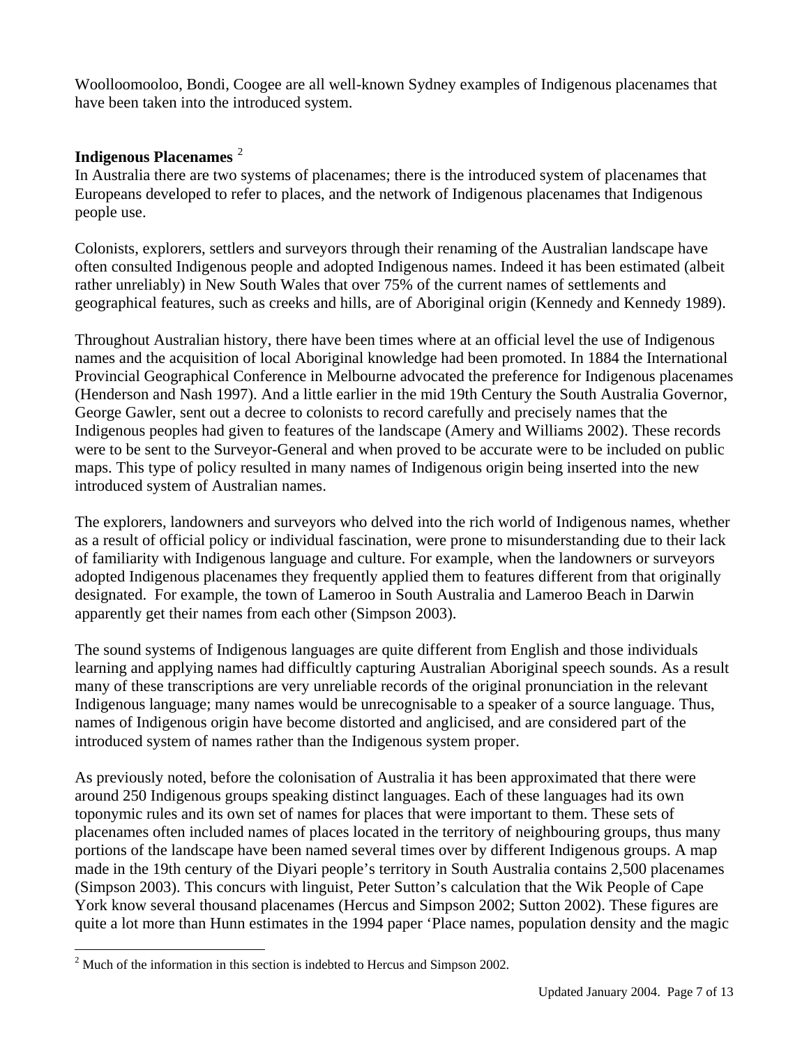Woolloomooloo, Bondi, Coogee are all well-known Sydney examples of Indigenous placenames that have been taken into the introduced system.

**Indigenous Placenames** [2]

In Australia there are two systems of placenames; there is the introduced system of placenames that Europeans developed to refer to places, and the network of Indigenous placenames that Indigenous people use.

Colonists, explorers, settlers and surveyors through their renaming of the Australian landscape have often consulted Indigenous people and adopted Indigenous names. Indeed it has been estimated (albeit rather unreliably) in New South Wales that over 75% of the current names of settlements and geographical features, such as creeks and hills, are of Aboriginal origin (Kennedy and Kennedy 1989).

Throughout Australian history, there have been times where at an official level the use of Indigenous names and the acquisition of local Aboriginal knowledge had been promoted. In 1884 the International Provincial Geographical Conference in Melbourne advocated the preference for Indigenous placenames (Henderson and Nash 1997). And a little earlier in the mid 19th Century the South Australia Governor, George Gawler, sent out a decree to colonists to record carefully and precisely names that the Indigenous peoples had given to features of the landscape (Amery and Williams 2002). These records were to be sent to the Surveyor-General and when proved to be accurate were to be included on public maps. This type of policy resulted in many names of Indigenous origin being inserted into the new introduced system of Australian names.

The explorers, landowners and surveyors who delved into the rich world of Indigenous names, whether as a result of official policy or individual fascination, were prone to misunderstanding due to their lack of familiarity with Indigenous language and culture. For example, when the landowners or surveyors adopted Indigenous placenames they frequently applied them to features different from that originally designated. For example, the town of Lameroo in South Australia and Lameroo Beach in Darwin apparently get their names from each other (Simpson 2003).

The sound systems of Indigenous languages are quite different from English and those individuals learning and applying names had difficultly capturing Australian Aboriginal speech sounds. As a result many of these transcriptions are very unreliable records of the original pronunciation in the relevant Indigenous language; many names would be unrecognisable to a speaker of a source language. Thus, names of Indigenous origin have become distorted and anglicised, and are considered part of the introduced system of names rather than the Indigenous system proper.

As previously noted, before the colonisation of Australia it has been approximated that there were around 250 Indigenous groups speaking distinct languages. Each of these languages had its own toponymic rules and its own set of names for places that were important to them. These sets of placenames often included names of places located in the territory of neighbouring groups, thus many portions of the landscape have been named several times over by different Indigenous groups. A map made in the 19th century of the Diyari people's territory in South Australia contains 2,500 placenames (Simpson 2003). This concurs with linguist, Peter Sutton's calculation that the Wik People of Cape York know several thousand placenames (Hercus and Simpson 2002; Sutton 2002). These figures are quite a lot more than Hunn estimates in the 1994 paper 'Place names, population density and the magic

[2] Much of the information in this section is indebted to Hercus and Simpson 2002.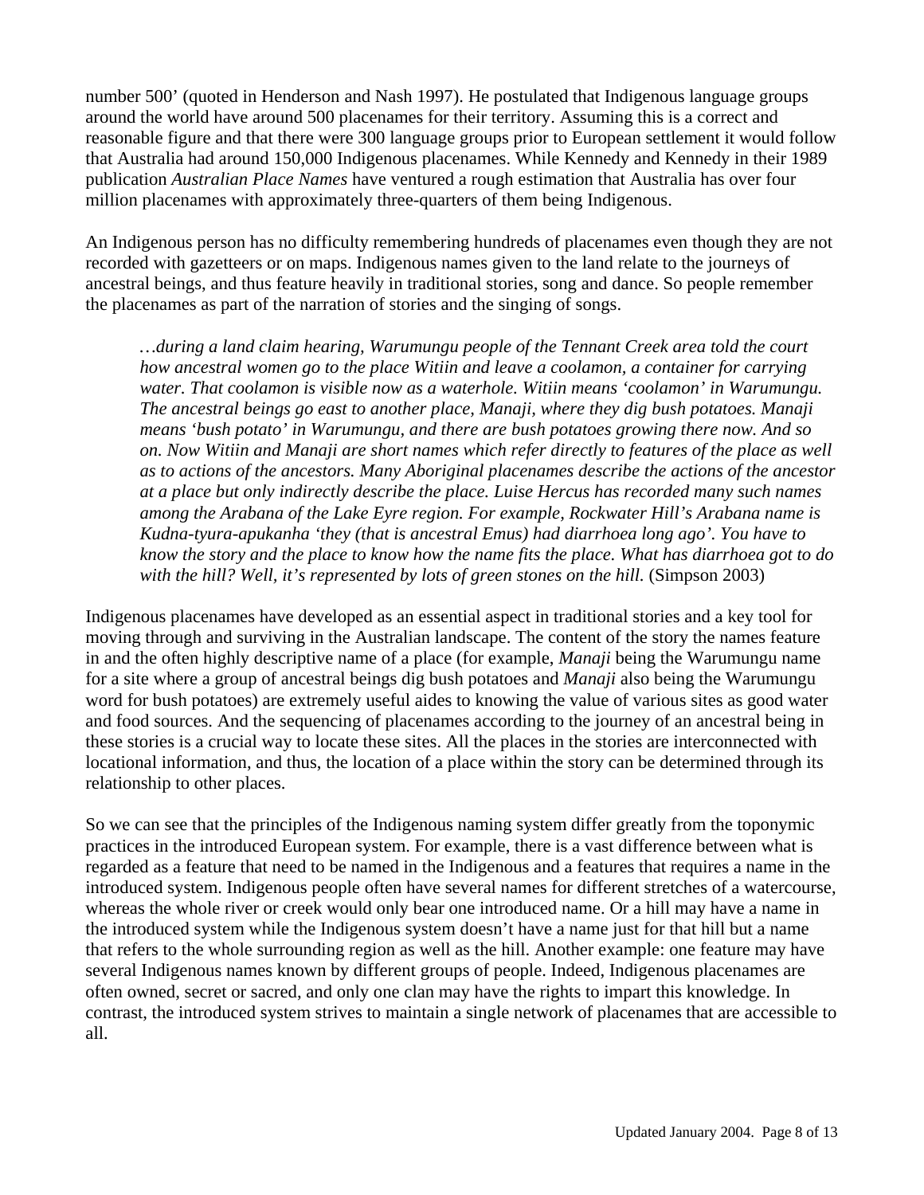number 500' (quoted in Henderson and Nash 1997). He postulated that Indigenous language groups around the world have around 500 placenames for their territory. Assuming this is a correct and reasonable figure and that there were 300 language groups prior to European settlement it would follow that Australia had around 150,000 Indigenous placenames. While Kennedy and Kennedy in their 1989 publication *Australian Place Names* have ventured a rough estimation that Australia has over four million placenames with approximately three-quarters of them being Indigenous.

An Indigenous person has no difficulty remembering hundreds of placenames even though they are not recorded with gazetteers or on maps. Indigenous names given to the land relate to the journeys of ancestral beings, and thus feature heavily in traditional stories, song and dance. So people remember the placenames as part of the narration of stories and the singing of songs.

> *…during a land claim hearing, Warumungu people of the Tennant Creek area told the court how ancestral women go to the place Witiin and leave a coolamon, a container for carrying water. That coolamon is visible now as a waterhole. Witiin means 'coolamon' in Warumungu. The ancestral beings go east to another place, Manaji, where they dig bush potatoes. Manaji means 'bush potato' in Warumungu, and there are bush potatoes growing there now. And so on. Now Witiin and Manaji are short names which refer directly to features of the place as well as to actions of the ancestors. Many Aboriginal placenames describe the actions of the ancestor at a place but only indirectly describe the place. Luise Hercus has recorded many such names among the Arabana of the Lake Eyre region. For example, Rockwater Hill's Arabana name is Kudna-tyura-apukanha 'they (that is ancestral Emus) had diarrhoea long ago'. You have to know the story and the place to know how the name fits the place. What has diarrhoea got to do with the hill? Well, it's represented by lots of green stones on the hill.* (Simpson 2003)

Indigenous placenames have developed as an essential aspect in traditional stories and a key tool for moving through and surviving in the Australian landscape. The content of the story the names feature in and the often highly descriptive name of a place (for example, *Manaji* being the Warumungu name for a site where a group of ancestral beings dig bush potatoes and *Manaji* also being the Warumungu word for bush potatoes) are extremely useful aides to knowing the value of various sites as good water and food sources. And the sequencing of placenames according to the journey of an ancestral being in these stories is a crucial way to locate these sites. All the places in the stories are interconnected with locational information, and thus, the location of a place within the story can be determined through its relationship to other places.

So we can see that the principles of the Indigenous naming system differ greatly from the toponymic practices in the introduced European system. For example, there is a vast difference between what is regarded as a feature that need to be named in the Indigenous and a features that requires a name in the introduced system. Indigenous people often have several names for different stretches of a watercourse, whereas the whole river or creek would only bear one introduced name. Or a hill may have a name in the introduced system while the Indigenous system doesn't have a name just for that hill but a name that refers to the whole surrounding region as well as the hill. Another example: one feature may have several Indigenous names known by different groups of people. Indeed, Indigenous placenames are often owned, secret or sacred, and only one clan may have the rights to impart this knowledge. In contrast, the introduced system strives to maintain a single network of placenames that are accessible to all.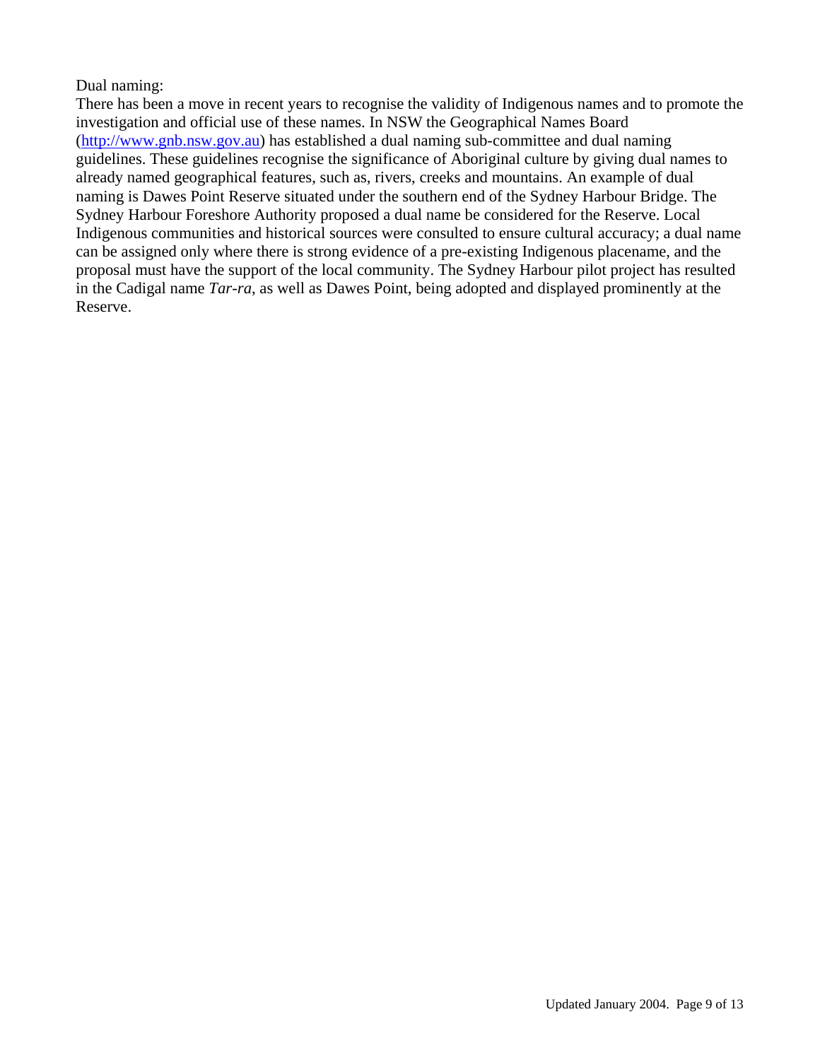Dual naming:

There has been a move in recent years to recognise the validity of Indigenous names and to promote the investigation and official use of these names. In NSW the Geographical Names Board (http://www.gnb.nsw.gov.au) has established a dual naming sub-committee and dual naming guidelines. These guidelines recognise the significance of Aboriginal culture by giving dual names to already named geographical features, such as, rivers, creeks and mountains. An example of dual naming is Dawes Point Reserve situated under the southern end of the Sydney Harbour Bridge. The Sydney Harbour Foreshore Authority proposed a dual name be considered for the Reserve. Local Indigenous communities and historical sources were consulted to ensure cultural accuracy; a dual name can be assigned only where there is strong evidence of a pre-existing Indigenous placename, and the proposal must have the support of the local community. The Sydney Harbour pilot project has resulted in the Cadigal name *Tar-ra*, as well as Dawes Point, being adopted and displayed prominently at the Reserve.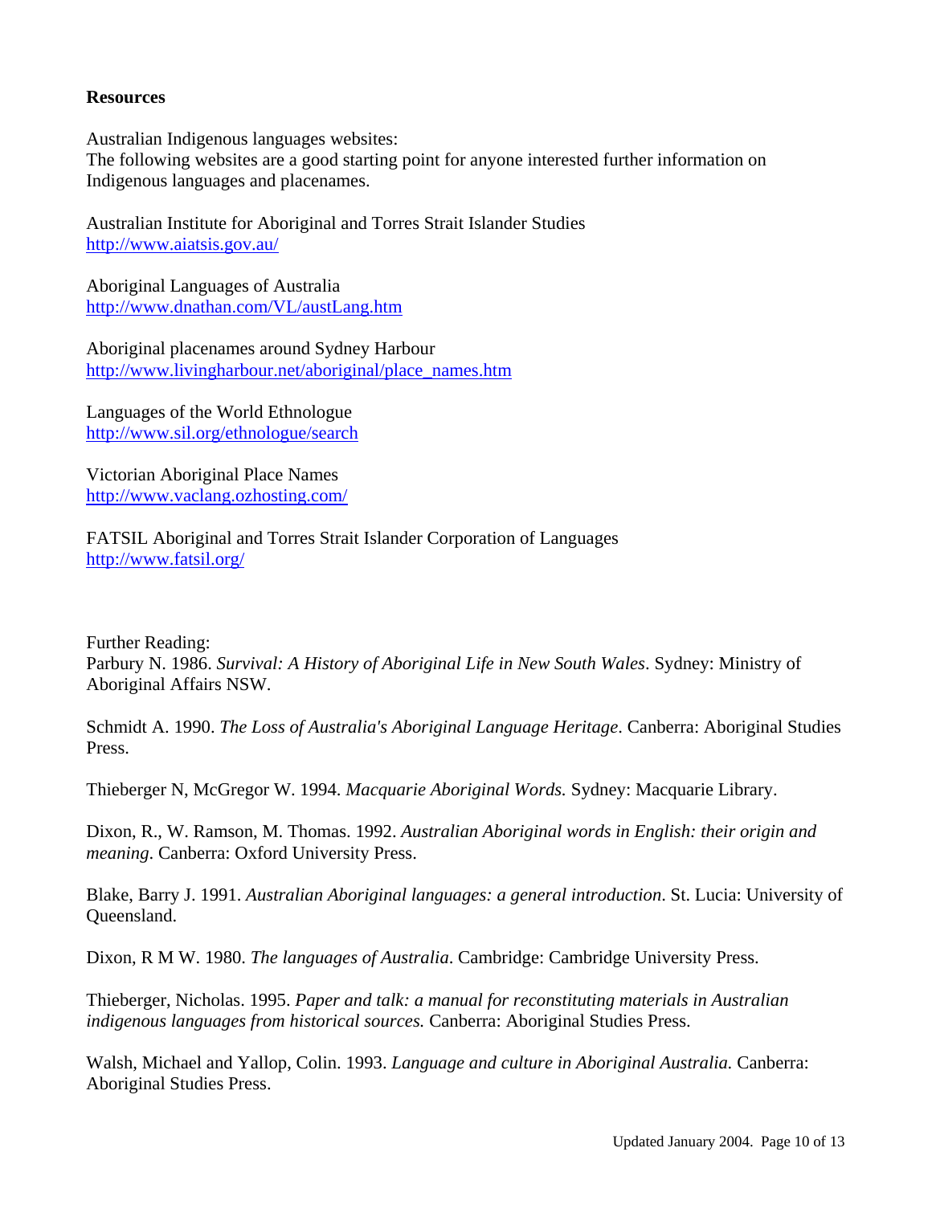**Resources**

Australian Indigenous languages websites:
The following websites are a good starting point for anyone interested further information on Indigenous languages and placenames.

Australian Institute for Aboriginal and Torres Strait Islander Studies
http://www.aiatsis.gov.au/

Aboriginal Languages of Australia
http://www.dnathan.com/VL/austLang.htm

Aboriginal placenames around Sydney Harbour
http://www.livingharbour.net/aboriginal/place_names.htm

Languages of the World Ethnologue
http://www.sil.org/ethnologue/search

Victorian Aboriginal Place Names
http://www.vaclang.ozhosting.com/

FATSIL Aboriginal and Torres Strait Islander Corporation of Languages
http://www.fatsil.org/

Further Reading:
Parbury N. 1986. *Survival: A History of Aboriginal Life in New South Wales*. Sydney: Ministry of Aboriginal Affairs NSW.

Schmidt A. 1990. *The Loss of Australia's Aboriginal Language Heritage*. Canberra: Aboriginal Studies Press.

Thieberger N, McGregor W. 1994. *Macquarie Aboriginal Words.* Sydney: Macquarie Library.

Dixon, R., W. Ramson, M. Thomas. 1992. *Australian Aboriginal words in English: their origin and meaning*. Canberra: Oxford University Press.

Blake, Barry J. 1991. *Australian Aboriginal languages: a general introduction*. St. Lucia: University of Queensland.

Dixon, R M W. 1980. *The languages of Australia*. Cambridge: Cambridge University Press.

Thieberger, Nicholas. 1995. *Paper and talk: a manual for reconstituting materials in Australian indigenous languages from historical sources.* Canberra: Aboriginal Studies Press.

Walsh, Michael and Yallop, Colin. 1993. *Language and culture in Aboriginal Australia.* Canberra: Aboriginal Studies Press.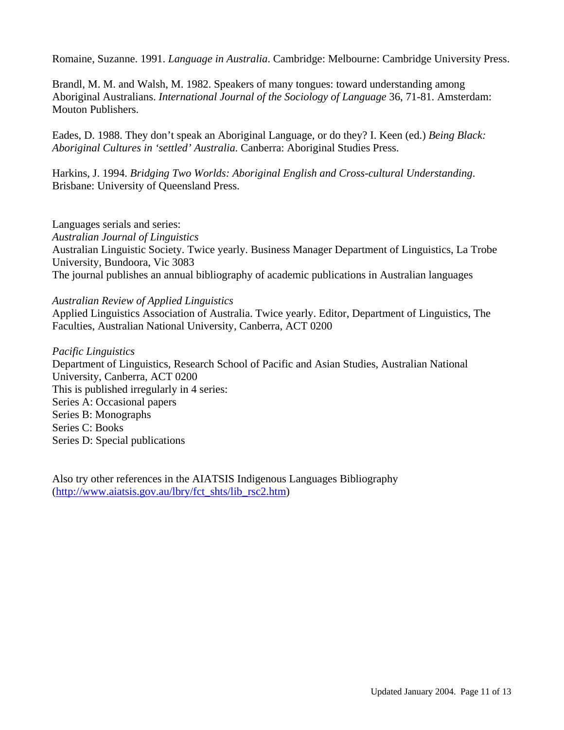Romaine, Suzanne. 1991. *Language in Australia*. Cambridge: Melbourne: Cambridge University Press.

Brandl, M. M. and Walsh, M. 1982. Speakers of many tongues: toward understanding among Aboriginal Australians. *International Journal of the Sociology of Language* 36, 71-81. Amsterdam: Mouton Publishers.

Eades, D. 1988. They don't speak an Aboriginal Language, or do they? I. Keen (ed.) *Being Black: Aboriginal Cultures in 'settled' Australia*. Canberra: Aboriginal Studies Press.

Harkins, J. 1994. *Bridging Two Worlds: Aboriginal English and Cross-cultural Understanding*. Brisbane: University of Queensland Press.

Languages serials and series:
*Australian Journal of Linguistics*
Australian Linguistic Society. Twice yearly. Business Manager Department of Linguistics, La Trobe University, Bundoora, Vic 3083
The journal publishes an annual bibliography of academic publications in Australian languages

*Australian Review of Applied Linguistics*
Applied Linguistics Association of Australia. Twice yearly. Editor, Department of Linguistics, The Faculties, Australian National University, Canberra, ACT 0200

*Pacific Linguistics*
Department of Linguistics, Research School of Pacific and Asian Studies, Australian National University, Canberra, ACT 0200
This is published irregularly in 4 series:
Series A: Occasional papers
Series B: Monographs
Series C: Books
Series D: Special publications

Also try other references in the AIATSIS Indigenous Languages Bibliography (http://www.aiatsis.gov.au/lbry/fct_shts/lib_rsc2.htm)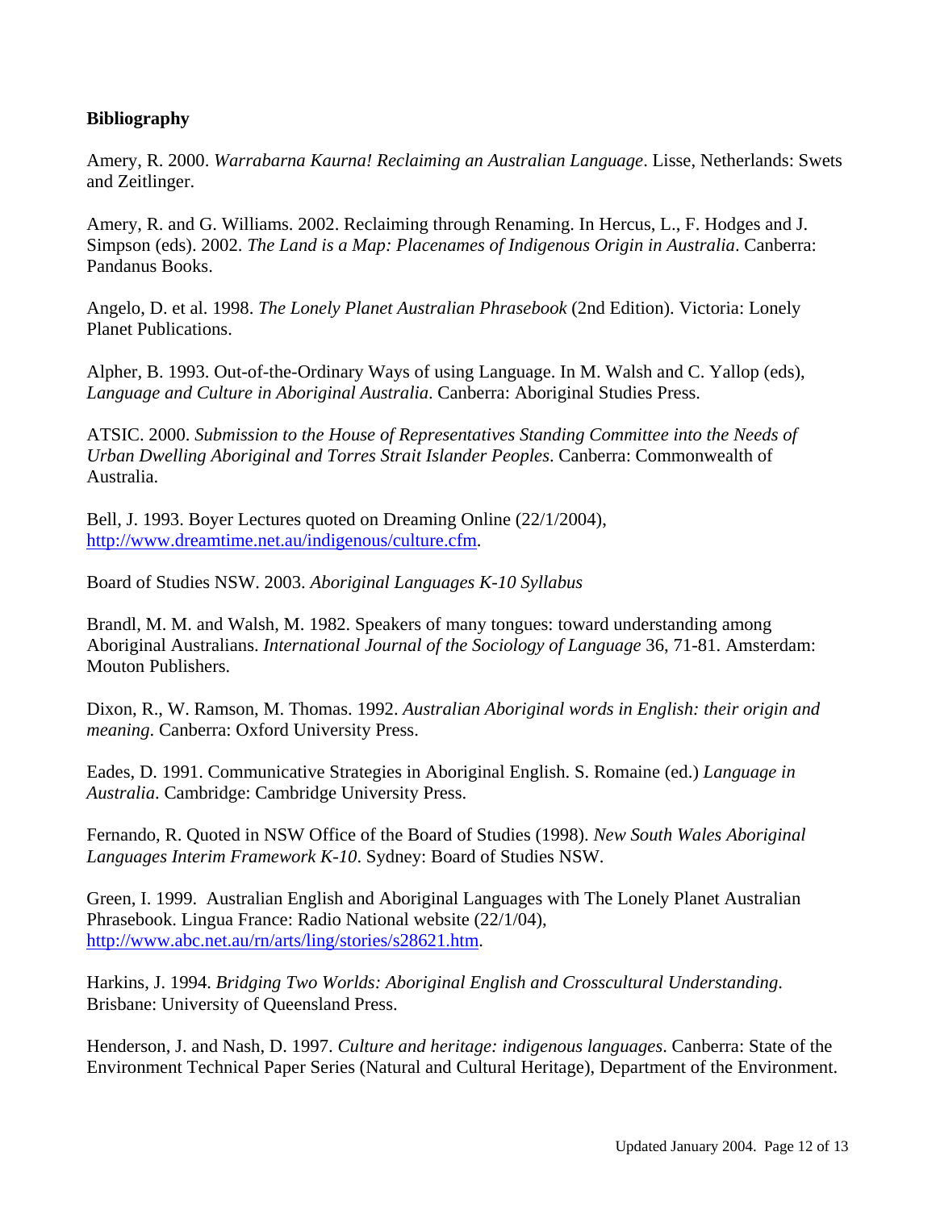**Bibliography**

Amery, R. 2000. *Warrabarna Kaurna! Reclaiming an Australian Language*. Lisse, Netherlands: Swets and Zeitlinger.

Amery, R. and G. Williams. 2002. Reclaiming through Renaming. In Hercus, L., F. Hodges and J. Simpson (eds). 2002. *The Land is a Map: Placenames of Indigenous Origin in Australia*. Canberra: Pandanus Books.

Angelo, D. et al. 1998. *The Lonely Planet Australian Phrasebook* (2nd Edition). Victoria: Lonely Planet Publications.

Alpher, B. 1993. Out-of-the-Ordinary Ways of using Language. In M. Walsh and C. Yallop (eds), *Language and Culture in Aboriginal Australia*. Canberra: Aboriginal Studies Press.

ATSIC. 2000. *Submission to the House of Representatives Standing Committee into the Needs of Urban Dwelling Aboriginal and Torres Strait Islander Peoples*. Canberra: Commonwealth of Australia.

Bell, J. 1993. Boyer Lectures quoted on Dreaming Online (22/1/2004), http://www.dreamtime.net.au/indigenous/culture.cfm.

Board of Studies NSW. 2003. *Aboriginal Languages K-10 Syllabus*

Brandl, M. M. and Walsh, M. 1982. Speakers of many tongues: toward understanding among Aboriginal Australians. *International Journal of the Sociology of Language* 36, 71-81. Amsterdam: Mouton Publishers.

Dixon, R., W. Ramson, M. Thomas. 1992. *Australian Aboriginal words in English: their origin and meaning*. Canberra: Oxford University Press.

Eades, D. 1991. Communicative Strategies in Aboriginal English. S. Romaine (ed.) *Language in Australia*. Cambridge: Cambridge University Press.

Fernando, R. Quoted in NSW Office of the Board of Studies (1998). *New South Wales Aboriginal Languages Interim Framework K-10*. Sydney: Board of Studies NSW.

Green, I. 1999. Australian English and Aboriginal Languages with The Lonely Planet Australian Phrasebook. Lingua France: Radio National website (22/1/04), http://www.abc.net.au/rn/arts/ling/stories/s28621.htm.

Harkins, J. 1994. *Bridging Two Worlds: Aboriginal English and Crosscultural Understanding*. Brisbane: University of Queensland Press.

Henderson, J. and Nash, D. 1997. *Culture and heritage: indigenous languages*. Canberra: State of the Environment Technical Paper Series (Natural and Cultural Heritage), Department of the Environment.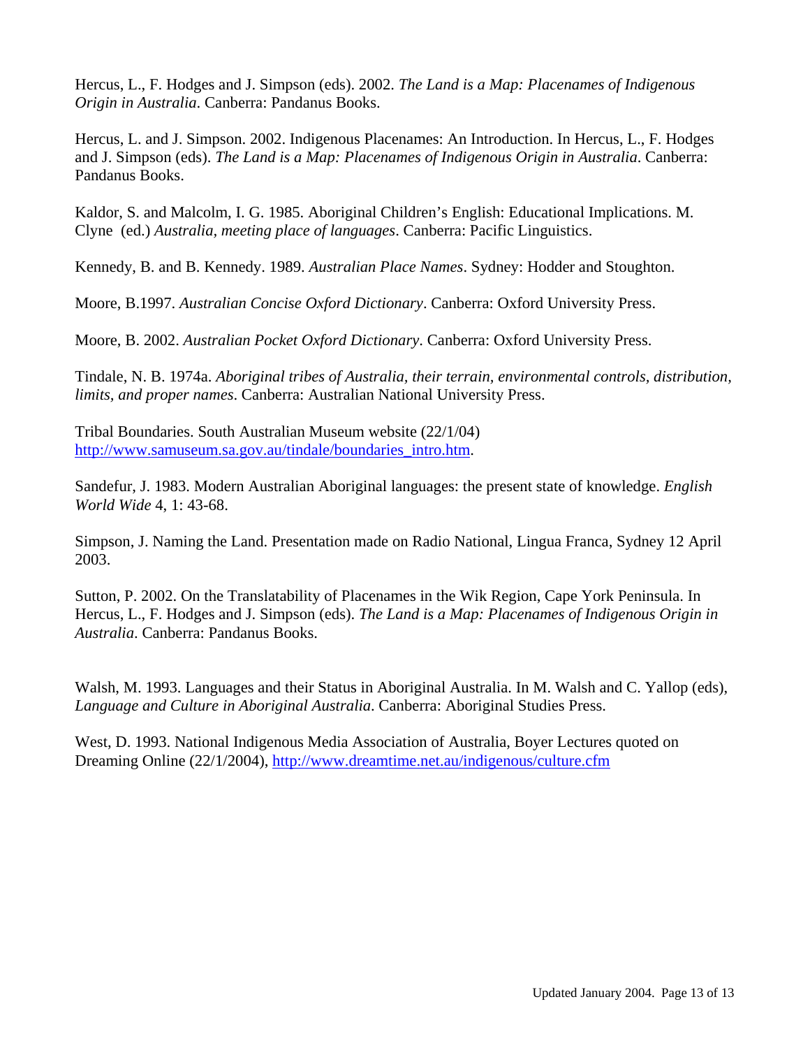Hercus, L., F. Hodges and J. Simpson (eds). 2002. *The Land is a Map: Placenames of Indigenous Origin in Australia*. Canberra: Pandanus Books.

Hercus, L. and J. Simpson. 2002. Indigenous Placenames: An Introduction. In Hercus, L., F. Hodges and J. Simpson (eds). *The Land is a Map: Placenames of Indigenous Origin in Australia*. Canberra: Pandanus Books.

Kaldor, S. and Malcolm, I. G. 1985. Aboriginal Children's English: Educational Implications. M. Clyne (ed.) *Australia, meeting place of languages*. Canberra: Pacific Linguistics.

Kennedy, B. and B. Kennedy. 1989. *Australian Place Names*. Sydney: Hodder and Stoughton.

Moore, B.1997. *Australian Concise Oxford Dictionary*. Canberra: Oxford University Press.

Moore, B. 2002. *Australian Pocket Oxford Dictionary*. Canberra: Oxford University Press.

Tindale, N. B. 1974a. *Aboriginal tribes of Australia, their terrain, environmental controls, distribution, limits, and proper names*. Canberra: Australian National University Press.

Tribal Boundaries. South Australian Museum website (22/1/04) http://www.samuseum.sa.gov.au/tindale/boundaries_intro.htm.

Sandefur, J. 1983. Modern Australian Aboriginal languages: the present state of knowledge. *English World Wide* 4, 1: 43-68.

Simpson, J. Naming the Land. Presentation made on Radio National, Lingua Franca, Sydney 12 April 2003.

Sutton, P. 2002. On the Translatability of Placenames in the Wik Region, Cape York Peninsula. In Hercus, L., F. Hodges and J. Simpson (eds). *The Land is a Map: Placenames of Indigenous Origin in Australia*. Canberra: Pandanus Books.

Walsh, M. 1993. Languages and their Status in Aboriginal Australia. In M. Walsh and C. Yallop (eds), *Language and Culture in Aboriginal Australia*. Canberra: Aboriginal Studies Press.

West, D. 1993. National Indigenous Media Association of Australia, Boyer Lectures quoted on Dreaming Online (22/1/2004), http://www.dreamtime.net.au/indigenous/culture.cfm